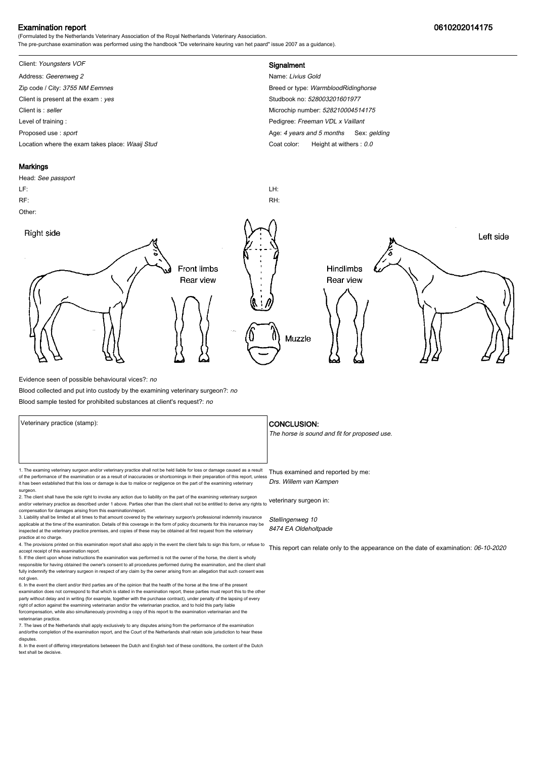# Examination report

**0610202014175**

(Formulated by the Netherlands Veterinary Association of the Royal Netherlands Veterinary Association.
The pre-purchase examination was performed using the handbook "De veterinaire keuring van het paard" issue 2007 as a guidance).

Client: *Youngsters VOF*
Address: *Geerenweg 2*
Zip code / City: *3755 NM Eemnes*
Client is present at the exam : *yes*
Client is : *seller*
Level of training :
Proposed use : *sport*
Location where the exam takes place: *Waaij Stud*

## Signalment

Name: *Livius Gold*
Breed or type: *WarmbloodRidinghorse*
Studbook no: *528003201601977*
Microchip number: *528210004514175*
Pedigree: *Freeman VDL x Vaillant*
Age: *4 years and 5 months* Sex: *gelding*
Coat color: Height at withers : *0.0*

## Markings

Head: *See passport*
LF:
RF:
Other:
LH:
RH:

Right side — Front limbs Rear view — Muzzle — Hindlimbs Rear view — Left side

Evidence seen of possible behavioural vices?: *no*
Blood collected and put into custody by the examining veterinary surgeon?: *no*
Blood sample tested for prohibited substances at client's request?: *no*

Veterinary practice (stamp):

## CONCLUSION:

*The horse is sound and fit for proposed use.*

Thus examined and reported by me:
*Drs. Willem van Kampen*

veterinary surgeon in:

*Stellingenweg 10*
*8474 EA Oldeholtpade*

This report can relate only to the appearance on the date of examination: *06-10-2020*

1. The examing veterinary surgeon and/or veterinary practice shall not be held liable for loss or damage caused as a result of the performance of the examination or as a result of inaccuracies or shortcomings in their preparation of this report, unless it has been established that this loss or damage is due to malice or negligence on the part of the examining veterinary surgeon.
2. The client shall have the sole right to invoke any action due to liability on the part of the examining veterinary surgeon and/or veterinary practice as described under 1 above. Parties oher than the client shall not be entitled to derive any rights to compensation for damages arising from this examination/report.
3. Liability shall be limited at all times to that amount covered by the veterinary surgeon's professional indemnity insurance applicable at the time of the examination. Details of this coverage in the form of policy documents for this insruance may be inspected at the veterinary practice premises, and copies of these may be obtained at first request from the veterinary practice at no charge.
4. The provisions printed on this examination report shall also apply in the event the client fails to sign this form, or refuse to accept receipt of this examination report.
5. If the client upon whose instructions the examination was performed is not the owner of the horse, the client is wholly responsible for having obtained the owner's consent to all procedures performed during the examination, and the client shall fully indemnify the veterinary surgeon in respect of any claim by the owner arising from an allegation that such consent was not given.
6. In the event the client and/or third parties are of the opinion that the health of the horse at the time of the present examination does not correspond to that which is stated in the examination report, these parties must report this to the other party without delay and in writing (for example, together with the purchase contract), under penalty of the lapsing of every right of action against the examining veterinarian and/or the veterinarian practice, and to hold this party liable forcompensation, while also simultaneously provinding a copy of this report to the examination veterinarian and the veterinarian practice.
7. The laws of the Netherlands shall apply exclusively to any disputes arising from the performance of the examination and/orthe completion of the examination report, and the Court of the Netherlands shall retain sole jurisdiction to hear these disputes.
8. In the event of differing interpretations betweeen the Dutch and English text of these conditions, the content of the Dutch text shall be decisive.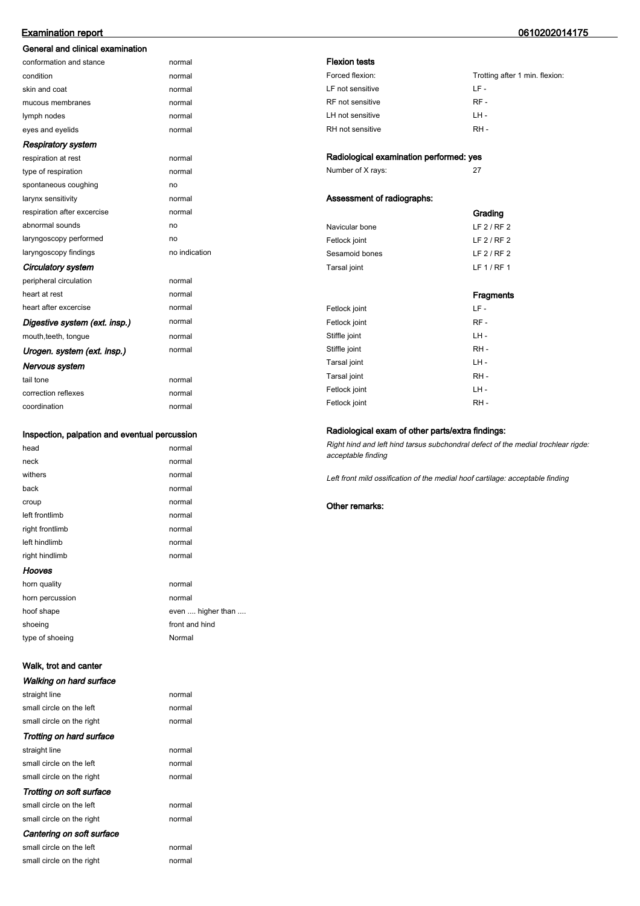## Examination report

0610202014175

### General and clinical examination

| | |
|---|---|
| conformation and stance | normal |
| condition | normal |
| skin and coat | normal |
| mucous membranes | normal |
| lymph nodes | normal |
| eyes and eyelids | normal |

*Respiratory system*

| | |
|---|---|
| respiration at rest | normal |
| type of respiration | normal |
| spontaneous coughing | no |
| larynx sensitivity | normal |
| respiration after excercise | normal |
| abnormal sounds | no |
| laryngoscopy performed | no |
| laryngoscopy findings | no indication |

*Circulatory system*

| | |
|---|---|
| peripheral circulation | normal |
| heart at rest | normal |
| heart after excercise | normal |

| | |
|---|---|
| *Digestive system (ext. insp.)* | normal |
| mouth,teeth, tongue | normal |
| *Urogen. system (ext. insp.)* | normal |

*Nervous system*

| | |
|---|---|
| tail tone | normal |
| correction reflexes | normal |
| coordination | normal |

### Inspection, palpation and eventual percussion

| | |
|---|---|
| head | normal |
| neck | normal |
| withers | normal |
| back | normal |
| croup | normal |
| left frontlimb | normal |
| right frontlimb | normal |
| left hindlimb | normal |
| right hindlimb | normal |

*Hooves*

| | |
|---|---|
| horn quality | normal |
| horn percussion | normal |
| hoof shape | even .... higher than .... |
| shoeing | front and hind |
| type of shoeing | Normal |

### Walk, trot and canter

*Walking on hard surface*

| | |
|---|---|
| straight line | normal |
| small circle on the left | normal |
| small circle on the right | normal |

*Trotting on hard surface*

| | |
|---|---|
| straight line | normal |
| small circle on the left | normal |
| small circle on the right | normal |

*Trotting on soft surface*

| | |
|---|---|
| small circle on the left | normal |
| small circle on the right | normal |

*Cantering on soft surface*

| | |
|---|---|
| small circle on the left | normal |
| small circle on the right | normal |

### Flexion tests

| Forced flexion: | Trotting after 1 min. flexion: |
|---|---|
| LF not sensitive | LF - |
| RF not sensitive | RF - |
| LH not sensitive | LH - |
| RH not sensitive | RH - |

### Radiological examination performed: yes

Number of X rays: 27

### Assessment of radiographs:

| | Grading |
|---|---|
| Navicular bone | LF 2 / RF 2 |
| Fetlock joint | LF 2 / RF 2 |
| Sesamoid bones | LF 2 / RF 2 |
| Tarsal joint | LF 1 / RF 1 |

| | Fragments |
|---|---|
| Fetlock joint | LF - |
| Fetlock joint | RF - |
| Stiffle joint | LH - |
| Stiffle joint | RH - |
| Tarsal joint | LH - |
| Tarsal joint | RH - |
| Fetlock joint | LH - |
| Fetlock joint | RH - |

### Radiological exam of other parts/extra findings:

*Right hind and left hind tarsus subchondral defect of the medial trochlear rigde: acceptable finding*

*Left front mild ossification of the medial hoof cartilage: acceptable finding*

### Other remarks: